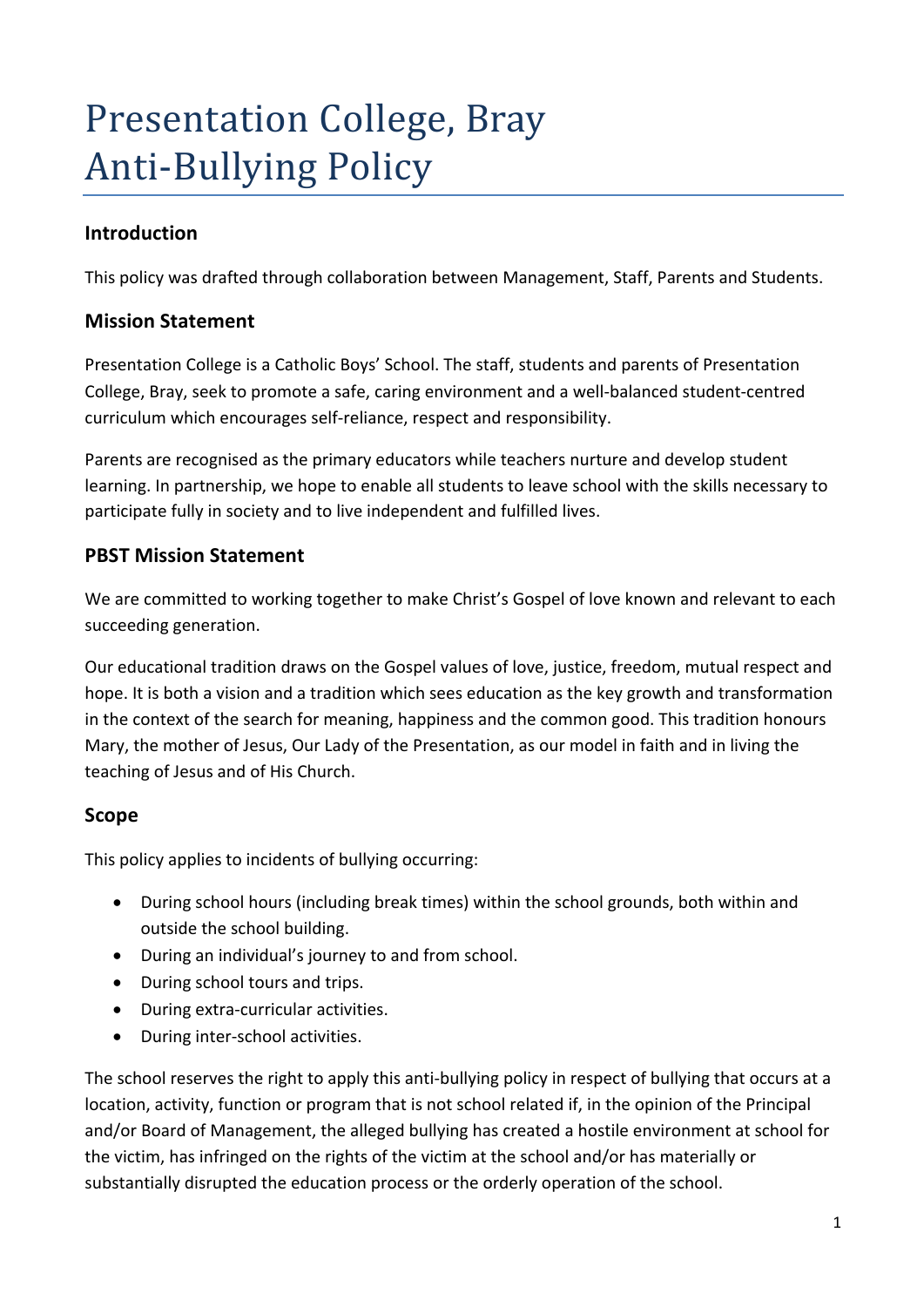# Presentation College, Bray
# Anti-Bullying Policy

## Introduction

This policy was drafted through collaboration between Management, Staff, Parents and Students.

## Mission Statement

Presentation College is a Catholic Boys' School. The staff, students and parents of Presentation College, Bray, seek to promote a safe, caring environment and a well-balanced student-centred curriculum which encourages self-reliance, respect and responsibility.

Parents are recognised as the primary educators while teachers nurture and develop student learning. In partnership, we hope to enable all students to leave school with the skills necessary to participate fully in society and to live independent and fulfilled lives.

## PBST Mission Statement

We are committed to working together to make Christ's Gospel of love known and relevant to each succeeding generation.

Our educational tradition draws on the Gospel values of love, justice, freedom, mutual respect and hope. It is both a vision and a tradition which sees education as the key growth and transformation in the context of the search for meaning, happiness and the common good. This tradition honours Mary, the mother of Jesus, Our Lady of the Presentation, as our model in faith and in living the teaching of Jesus and of His Church.

## Scope

This policy applies to incidents of bullying occurring:

- During school hours (including break times) within the school grounds, both within and outside the school building.
- During an individual's journey to and from school.
- During school tours and trips.
- During extra-curricular activities.
- During inter-school activities.

The school reserves the right to apply this anti-bullying policy in respect of bullying that occurs at a location, activity, function or program that is not school related if, in the opinion of the Principal and/or Board of Management, the alleged bullying has created a hostile environment at school for the victim, has infringed on the rights of the victim at the school and/or has materially or substantially disrupted the education process or the orderly operation of the school.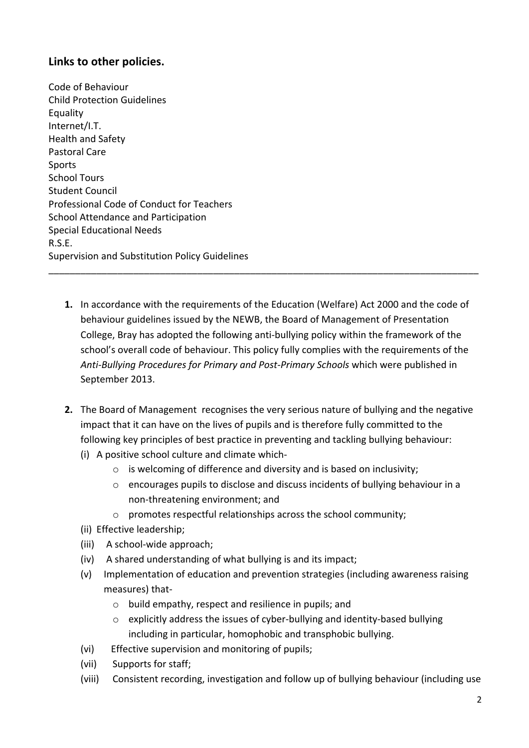## Links to other policies.

Code of Behaviour
Child Protection Guidelines
Equality
Internet/I.T.
Health and Safety
Pastoral Care
Sports
School Tours
Student Council
Professional Code of Conduct for Teachers
School Attendance and Participation
Special Educational Needs
R.S.E.
Supervision and Substitution Policy Guidelines

---

1. In accordance with the requirements of the Education (Welfare) Act 2000 and the code of behaviour guidelines issued by the NEWB, the Board of Management of Presentation College, Bray has adopted the following anti-bullying policy within the framework of the school's overall code of behaviour. This policy fully complies with the requirements of the *Anti-Bullying Procedures for Primary and Post-Primary Schools* which were published in September 2013.

2. The Board of Management recognises the very serious nature of bullying and the negative impact that it can have on the lives of pupils and is therefore fully committed to the following key principles of best practice in preventing and tackling bullying behaviour:
   (i) A positive school culture and climate which-
      - is welcoming of difference and diversity and is based on inclusivity;
      - encourages pupils to disclose and discuss incidents of bullying behaviour in a non-threatening environment; and
      - promotes respectful relationships across the school community;

   (ii) Effective leadership;
   (iii) A school-wide approach;
   (iv) A shared understanding of what bullying is and its impact;
   (v) Implementation of education and prevention strategies (including awareness raising measures) that-
      - build empathy, respect and resilience in pupils; and
      - explicitly address the issues of cyber-bullying and identity-based bullying including in particular, homophobic and transphobic bullying.

   (vi) Effective supervision and monitoring of pupils;
   (vii) Supports for staff;
   (viii) Consistent recording, investigation and follow up of bullying behaviour (including use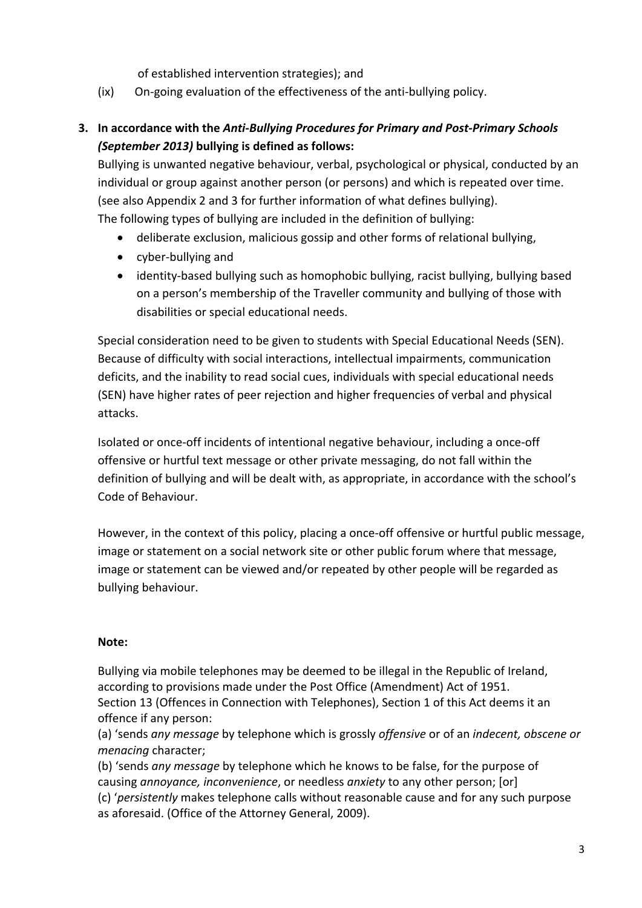of established intervention strategies); and

(ix) On-going evaluation of the effectiveness of the anti-bullying policy.

3. **In accordance with the *Anti-Bullying Procedures for Primary and Post-Primary Schools (September 2013)* bullying is defined as follows:**

   Bullying is unwanted negative behaviour, verbal, psychological or physical, conducted by an individual or group against another person (or persons) and which is repeated over time. (see also Appendix 2 and 3 for further information of what defines bullying).
   The following types of bullying are included in the definition of bullying:

   - deliberate exclusion, malicious gossip and other forms of relational bullying,
   - cyber-bullying and
   - identity-based bullying such as homophobic bullying, racist bullying, bullying based on a person's membership of the Traveller community and bullying of those with disabilities or special educational needs.

   Special consideration need to be given to students with Special Educational Needs (SEN). Because of difficulty with social interactions, intellectual impairments, communication deficits, and the inability to read social cues, individuals with special educational needs (SEN) have higher rates of peer rejection and higher frequencies of verbal and physical attacks.

   Isolated or once-off incidents of intentional negative behaviour, including a once-off offensive or hurtful text message or other private messaging, do not fall within the definition of bullying and will be dealt with, as appropriate, in accordance with the school's Code of Behaviour.

   However, in the context of this policy, placing a once-off offensive or hurtful public message, image or statement on a social network site or other public forum where that message, image or statement can be viewed and/or repeated by other people will be regarded as bullying behaviour.

   **Note:**

   Bullying via mobile telephones may be deemed to be illegal in the Republic of Ireland, according to provisions made under the Post Office (Amendment) Act of 1951.
   Section 13 (Offences in Connection with Telephones), Section 1 of this Act deems it an offence if any person:
   (a) 'sends *any message* by telephone which is grossly *offensive* or of an *indecent, obscene or menacing* character;
   (b) 'sends *any message* by telephone which he knows to be false, for the purpose of causing *annoyance, inconvenience*, or needless *anxiety* to any other person; [or]
   (c) '*persistently* makes telephone calls without reasonable cause and for any such purpose as aforesaid. (Office of the Attorney General, 2009).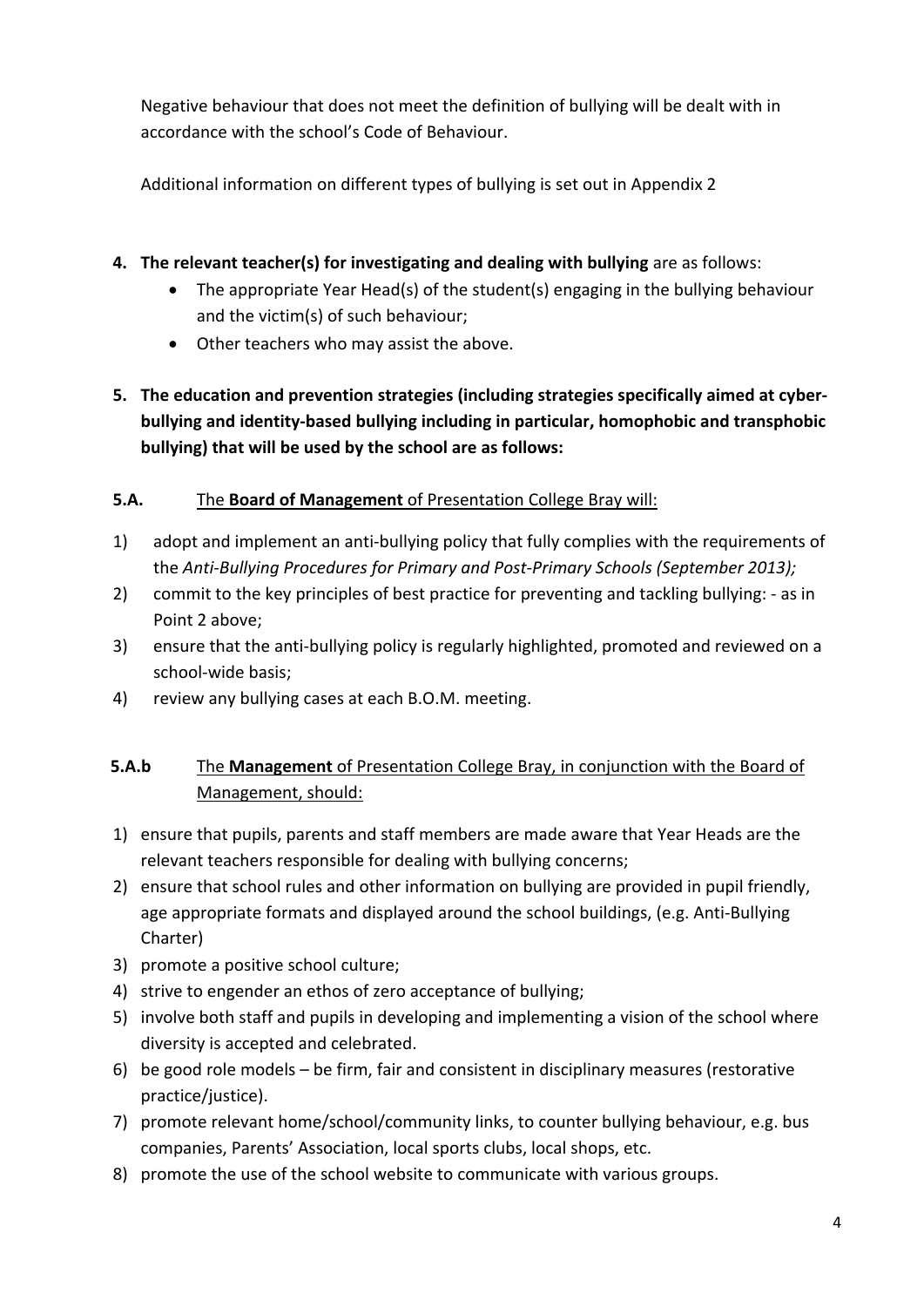Negative behaviour that does not meet the definition of bullying will be dealt with in accordance with the school's Code of Behaviour.

Additional information on different types of bullying is set out in Appendix 2

4. **The relevant teacher(s) for investigating and dealing with bullying** are as follows:
   - The appropriate Year Head(s) of the student(s) engaging in the bullying behaviour and the victim(s) of such behaviour;
   - Other teachers who may assist the above.

5. **The education and prevention strategies (including strategies specifically aimed at cyber-bullying and identity-based bullying including in particular, homophobic and transphobic bullying) that will be used by the school are as follows:**

**5.A.** <u>The **Board of Management** of Presentation College Bray will:</u>

1) adopt and implement an anti-bullying policy that fully complies with the requirements of the *Anti-Bullying Procedures for Primary and Post-Primary Schools (September 2013);*
2) commit to the key principles of best practice for preventing and tackling bullying: - as in Point 2 above;
3) ensure that the anti-bullying policy is regularly highlighted, promoted and reviewed on a school-wide basis;
4) review any bullying cases at each B.O.M. meeting.

**5.A.b** <u>The **Management** of Presentation College Bray, in conjunction with the Board of Management, should:</u>

1) ensure that pupils, parents and staff members are made aware that Year Heads are the relevant teachers responsible for dealing with bullying concerns;
2) ensure that school rules and other information on bullying are provided in pupil friendly, age appropriate formats and displayed around the school buildings, (e.g. Anti-Bullying Charter)
3) promote a positive school culture;
4) strive to engender an ethos of zero acceptance of bullying;
5) involve both staff and pupils in developing and implementing a vision of the school where diversity is accepted and celebrated.
6) be good role models – be firm, fair and consistent in disciplinary measures (restorative practice/justice).
7) promote relevant home/school/community links, to counter bullying behaviour, e.g. bus companies, Parents' Association, local sports clubs, local shops, etc.
8) promote the use of the school website to communicate with various groups.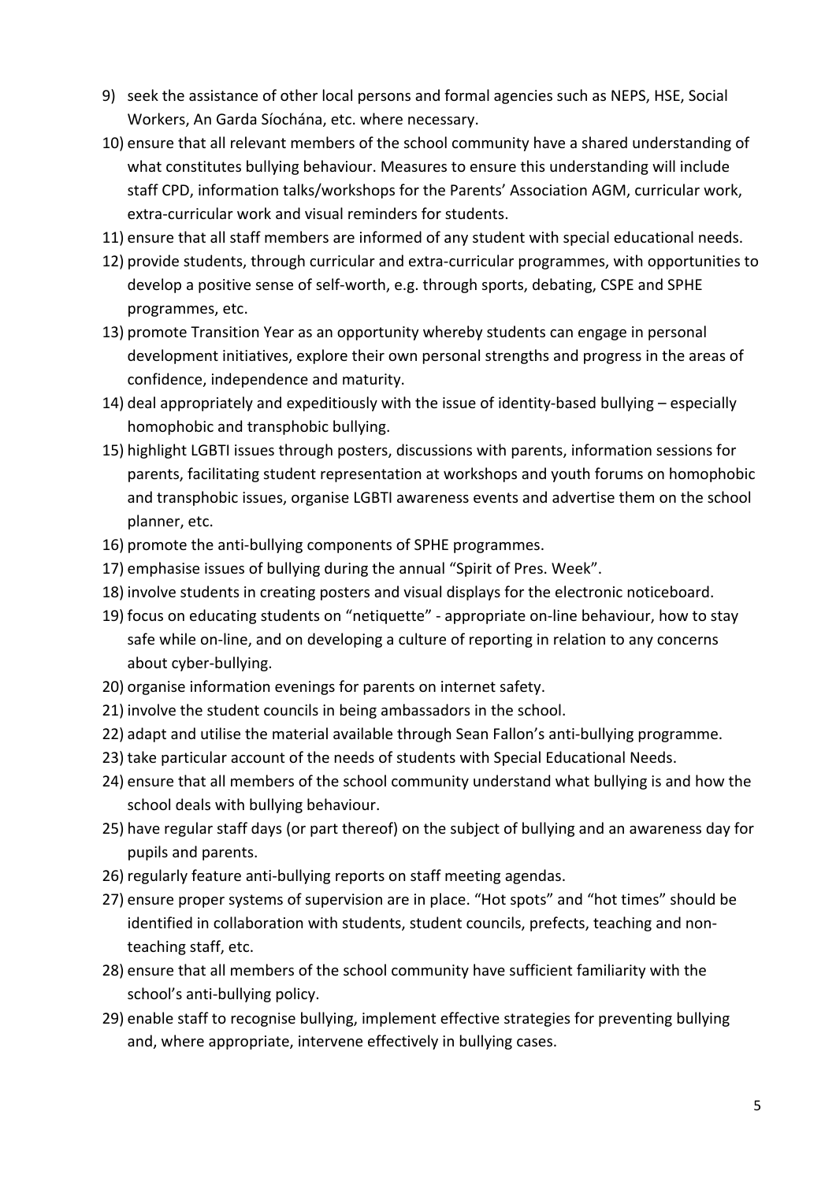9) seek the assistance of other local persons and formal agencies such as NEPS, HSE, Social Workers, An Garda Síochána, etc. where necessary.
10) ensure that all relevant members of the school community have a shared understanding of what constitutes bullying behaviour. Measures to ensure this understanding will include staff CPD, information talks/workshops for the Parents' Association AGM, curricular work, extra-curricular work and visual reminders for students.
11) ensure that all staff members are informed of any student with special educational needs.
12) provide students, through curricular and extra-curricular programmes, with opportunities to develop a positive sense of self-worth, e.g. through sports, debating, CSPE and SPHE programmes, etc.
13) promote Transition Year as an opportunity whereby students can engage in personal development initiatives, explore their own personal strengths and progress in the areas of confidence, independence and maturity.
14) deal appropriately and expeditiously with the issue of identity-based bullying – especially homophobic and transphobic bullying.
15) highlight LGBTI issues through posters, discussions with parents, information sessions for parents, facilitating student representation at workshops and youth forums on homophobic and transphobic issues, organise LGBTI awareness events and advertise them on the school planner, etc.
16) promote the anti-bullying components of SPHE programmes.
17) emphasise issues of bullying during the annual "Spirit of Pres. Week".
18) involve students in creating posters and visual displays for the electronic noticeboard.
19) focus on educating students on "netiquette" - appropriate on-line behaviour, how to stay safe while on-line, and on developing a culture of reporting in relation to any concerns about cyber-bullying.
20) organise information evenings for parents on internet safety.
21) involve the student councils in being ambassadors in the school.
22) adapt and utilise the material available through Sean Fallon's anti-bullying programme.
23) take particular account of the needs of students with Special Educational Needs.
24) ensure that all members of the school community understand what bullying is and how the school deals with bullying behaviour.
25) have regular staff days (or part thereof) on the subject of bullying and an awareness day for pupils and parents.
26) regularly feature anti-bullying reports on staff meeting agendas.
27) ensure proper systems of supervision are in place. "Hot spots" and "hot times" should be identified in collaboration with students, student councils, prefects, teaching and non-teaching staff, etc.
28) ensure that all members of the school community have sufficient familiarity with the school's anti-bullying policy.
29) enable staff to recognise bullying, implement effective strategies for preventing bullying and, where appropriate, intervene effectively in bullying cases.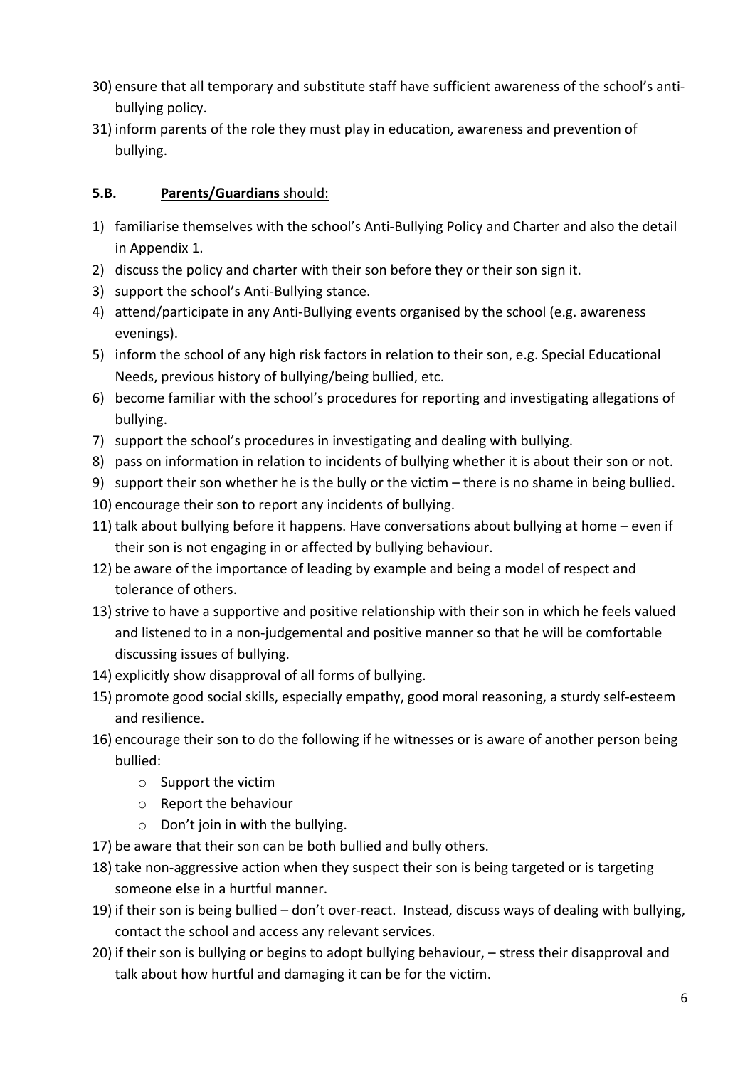30) ensure that all temporary and substitute staff have sufficient awareness of the school's anti-bullying policy.
31) inform parents of the role they must play in education, awareness and prevention of bullying.

### 5.B. **Parents/Guardians** should:

1) familiarise themselves with the school's Anti-Bullying Policy and Charter and also the detail in Appendix 1.
2) discuss the policy and charter with their son before they or their son sign it.
3) support the school's Anti-Bullying stance.
4) attend/participate in any Anti-Bullying events organised by the school (e.g. awareness evenings).
5) inform the school of any high risk factors in relation to their son, e.g. Special Educational Needs, previous history of bullying/being bullied, etc.
6) become familiar with the school's procedures for reporting and investigating allegations of bullying.
7) support the school's procedures in investigating and dealing with bullying.
8) pass on information in relation to incidents of bullying whether it is about their son or not.
9) support their son whether he is the bully or the victim – there is no shame in being bullied.
10) encourage their son to report any incidents of bullying.
11) talk about bullying before it happens. Have conversations about bullying at home – even if their son is not engaging in or affected by bullying behaviour.
12) be aware of the importance of leading by example and being a model of respect and tolerance of others.
13) strive to have a supportive and positive relationship with their son in which he feels valued and listened to in a non-judgemental and positive manner so that he will be comfortable discussing issues of bullying.
14) explicitly show disapproval of all forms of bullying.
15) promote good social skills, especially empathy, good moral reasoning, a sturdy self-esteem and resilience.
16) encourage their son to do the following if he witnesses or is aware of another person being bullied:
    - Support the victim
    - Report the behaviour
    - Don't join in with the bullying.
17) be aware that their son can be both bullied and bully others.
18) take non-aggressive action when they suspect their son is being targeted or is targeting someone else in a hurtful manner.
19) if their son is being bullied – don't over-react. Instead, discuss ways of dealing with bullying, contact the school and access any relevant services.
20) if their son is bullying or begins to adopt bullying behaviour, – stress their disapproval and talk about how hurtful and damaging it can be for the victim.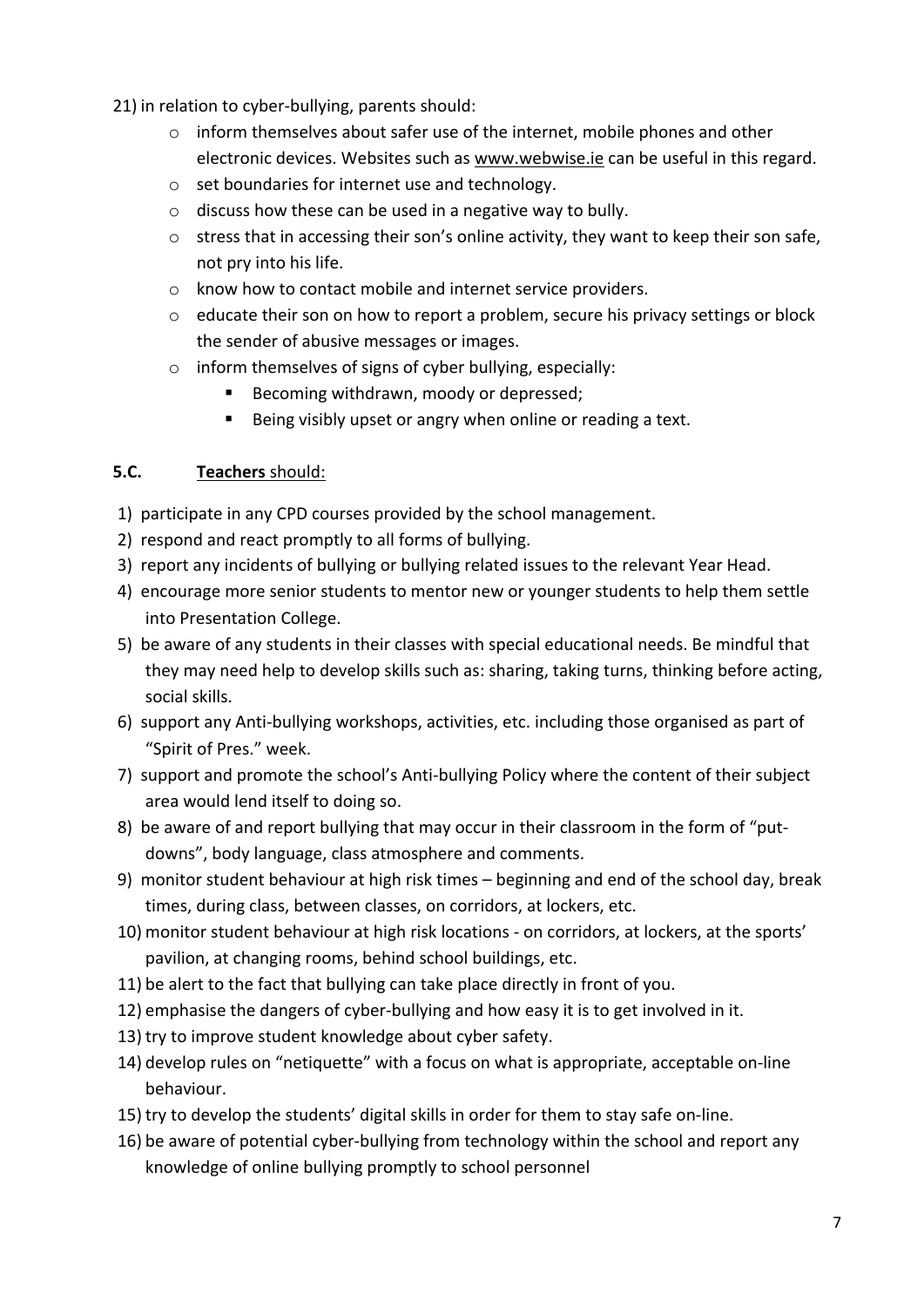21) in relation to cyber-bullying, parents should:
    - inform themselves about safer use of the internet, mobile phones and other electronic devices. Websites such as www.webwise.ie can be useful in this regard.
    - set boundaries for internet use and technology.
    - discuss how these can be used in a negative way to bully.
    - stress that in accessing their son's online activity, they want to keep their son safe, not pry into his life.
    - know how to contact mobile and internet service providers.
    - educate their son on how to report a problem, secure his privacy settings or block the sender of abusive messages or images.
    - inform themselves of signs of cyber bullying, especially:
        - Becoming withdrawn, moody or depressed;
        - Being visibly upset or angry when online or reading a text.

### 5.C. **Teachers** should:

1) participate in any CPD courses provided by the school management.
2) respond and react promptly to all forms of bullying.
3) report any incidents of bullying or bullying related issues to the relevant Year Head.
4) encourage more senior students to mentor new or younger students to help them settle into Presentation College.
5) be aware of any students in their classes with special educational needs. Be mindful that they may need help to develop skills such as: sharing, taking turns, thinking before acting, social skills.
6) support any Anti-bullying workshops, activities, etc. including those organised as part of "Spirit of Pres." week.
7) support and promote the school's Anti-bullying Policy where the content of their subject area would lend itself to doing so.
8) be aware of and report bullying that may occur in their classroom in the form of "put-downs", body language, class atmosphere and comments.
9) monitor student behaviour at high risk times – beginning and end of the school day, break times, during class, between classes, on corridors, at lockers, etc.
10) monitor student behaviour at high risk locations - on corridors, at lockers, at the sports' pavilion, at changing rooms, behind school buildings, etc.
11) be alert to the fact that bullying can take place directly in front of you.
12) emphasise the dangers of cyber-bullying and how easy it is to get involved in it.
13) try to improve student knowledge about cyber safety.
14) develop rules on "netiquette" with a focus on what is appropriate, acceptable on-line behaviour.
15) try to develop the students' digital skills in order for them to stay safe on-line.
16) be aware of potential cyber-bullying from technology within the school and report any knowledge of online bullying promptly to school personnel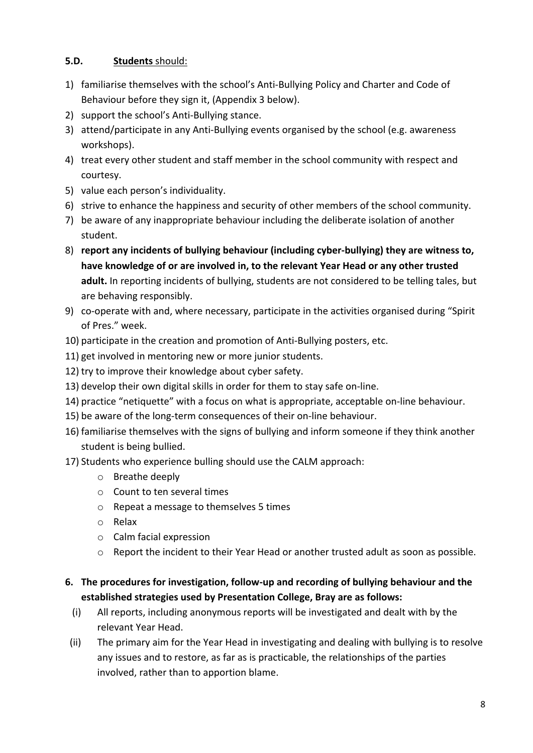### 5.D. **Students** should:

1) familiarise themselves with the school's Anti-Bullying Policy and Charter and Code of Behaviour before they sign it, (Appendix 3 below).
2) support the school's Anti-Bullying stance.
3) attend/participate in any Anti-Bullying events organised by the school (e.g. awareness workshops).
4) treat every other student and staff member in the school community with respect and courtesy.
5) value each person's individuality.
6) strive to enhance the happiness and security of other members of the school community.
7) be aware of any inappropriate behaviour including the deliberate isolation of another student.
8) **report any incidents of bullying behaviour (including cyber-bullying) they are witness to, have knowledge of or are involved in, to the relevant Year Head or any other trusted adult.** In reporting incidents of bullying, students are not considered to be telling tales, but are behaving responsibly.
9) co-operate with and, where necessary, participate in the activities organised during "Spirit of Pres." week.
10) participate in the creation and promotion of Anti-Bullying posters, etc.
11) get involved in mentoring new or more junior students.
12) try to improve their knowledge about cyber safety.
13) develop their own digital skills in order for them to stay safe on-line.
14) practice "netiquette" with a focus on what is appropriate, acceptable on-line behaviour.
15) be aware of the long-term consequences of their on-line behaviour.
16) familiarise themselves with the signs of bullying and inform someone if they think another student is being bullied.
17) Students who experience bulling should use the CALM approach:
    - Breathe deeply
    - Count to ten several times
    - Repeat a message to themselves 5 times
    - Relax
    - Calm facial expression
    - Report the incident to their Year Head or another trusted adult as soon as possible.

## 6. The procedures for investigation, follow-up and recording of bullying behaviour and the established strategies used by Presentation College, Bray are as follows:

(i) All reports, including anonymous reports will be investigated and dealt with by the relevant Year Head.

(ii) The primary aim for the Year Head in investigating and dealing with bullying is to resolve any issues and to restore, as far as is practicable, the relationships of the parties involved, rather than to apportion blame.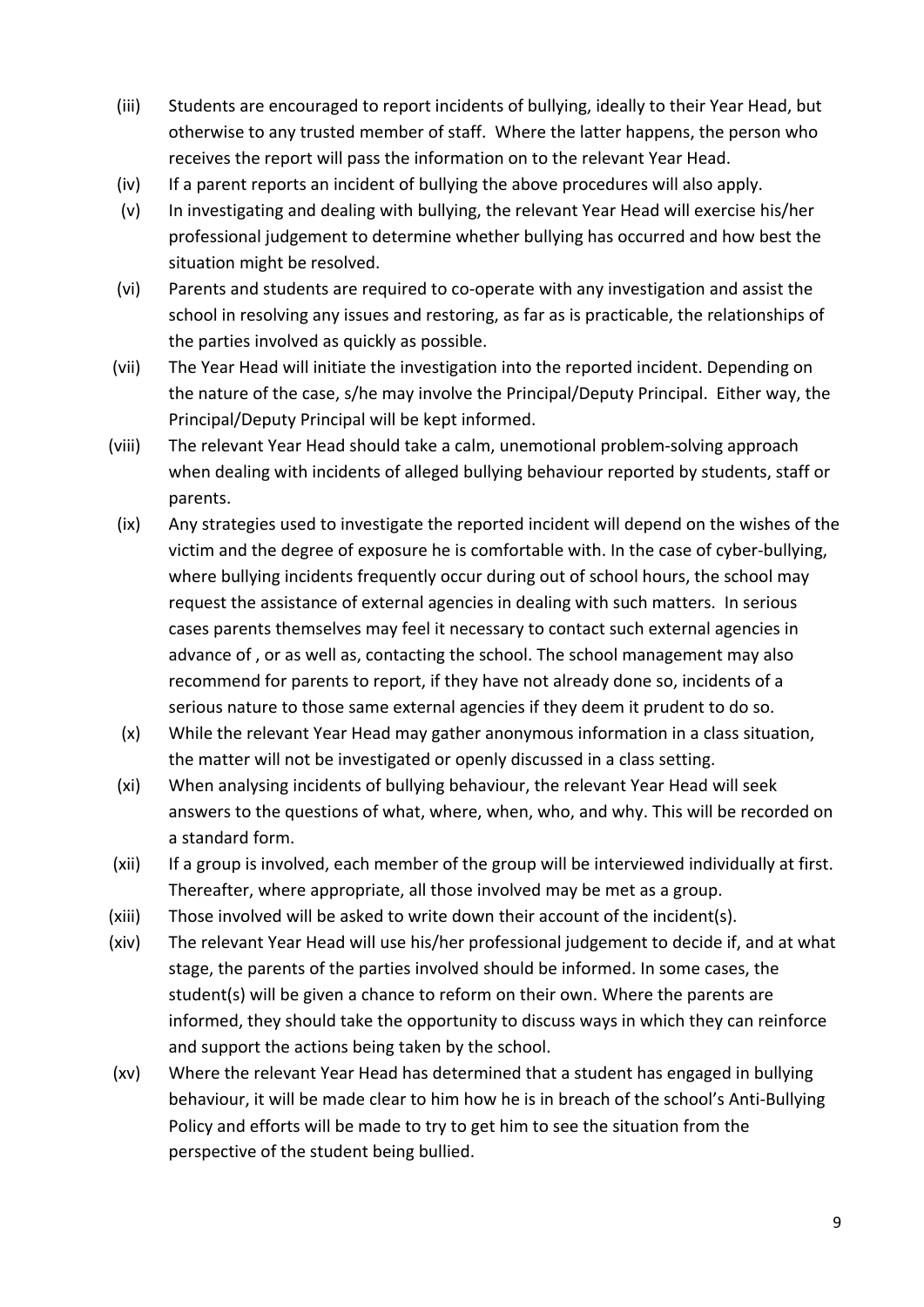(iii) Students are encouraged to report incidents of bullying, ideally to their Year Head, but otherwise to any trusted member of staff. Where the latter happens, the person who receives the report will pass the information on to the relevant Year Head.

(iv) If a parent reports an incident of bullying the above procedures will also apply.

(v) In investigating and dealing with bullying, the relevant Year Head will exercise his/her professional judgement to determine whether bullying has occurred and how best the situation might be resolved.

(vi) Parents and students are required to co-operate with any investigation and assist the school in resolving any issues and restoring, as far as is practicable, the relationships of the parties involved as quickly as possible.

(vii) The Year Head will initiate the investigation into the reported incident. Depending on the nature of the case, s/he may involve the Principal/Deputy Principal. Either way, the Principal/Deputy Principal will be kept informed.

(viii) The relevant Year Head should take a calm, unemotional problem-solving approach when dealing with incidents of alleged bullying behaviour reported by students, staff or parents.

(ix) Any strategies used to investigate the reported incident will depend on the wishes of the victim and the degree of exposure he is comfortable with. In the case of cyber-bullying, where bullying incidents frequently occur during out of school hours, the school may request the assistance of external agencies in dealing with such matters. In serious cases parents themselves may feel it necessary to contact such external agencies in advance of , or as well as, contacting the school. The school management may also recommend for parents to report, if they have not already done so, incidents of a serious nature to those same external agencies if they deem it prudent to do so.

(x) While the relevant Year Head may gather anonymous information in a class situation, the matter will not be investigated or openly discussed in a class setting.

(xi) When analysing incidents of bullying behaviour, the relevant Year Head will seek answers to the questions of what, where, when, who, and why. This will be recorded on a standard form.

(xii) If a group is involved, each member of the group will be interviewed individually at first. Thereafter, where appropriate, all those involved may be met as a group.

(xiii) Those involved will be asked to write down their account of the incident(s).

(xiv) The relevant Year Head will use his/her professional judgement to decide if, and at what stage, the parents of the parties involved should be informed. In some cases, the student(s) will be given a chance to reform on their own. Where the parents are informed, they should take the opportunity to discuss ways in which they can reinforce and support the actions being taken by the school.

(xv) Where the relevant Year Head has determined that a student has engaged in bullying behaviour, it will be made clear to him how he is in breach of the school's Anti-Bullying Policy and efforts will be made to try to get him to see the situation from the perspective of the student being bullied.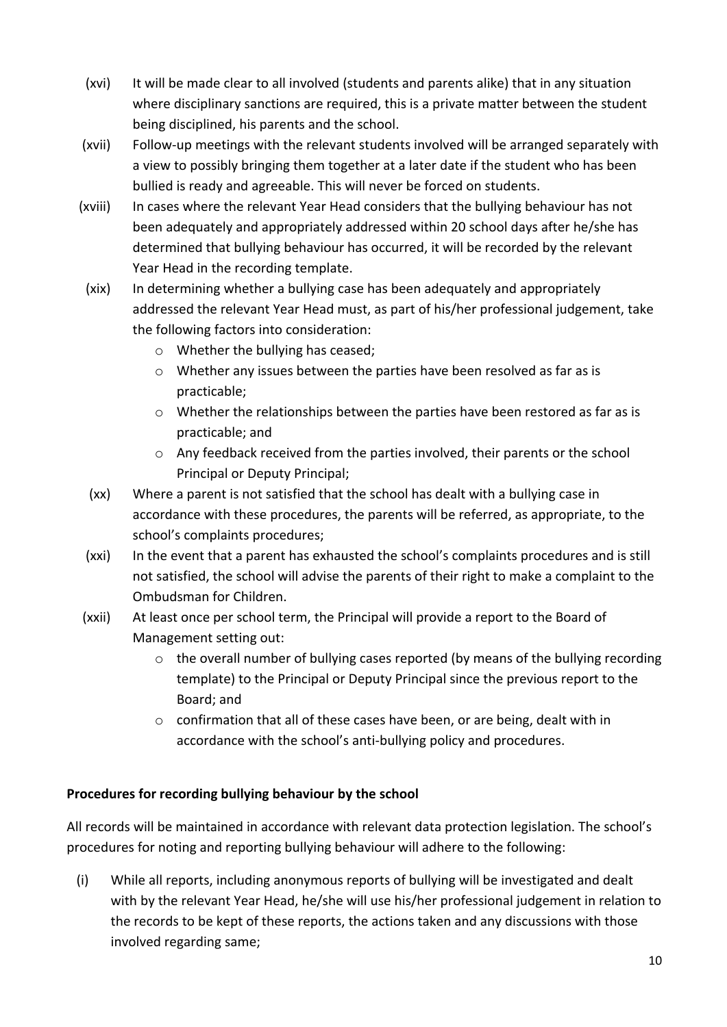(xvi) It will be made clear to all involved (students and parents alike) that in any situation where disciplinary sanctions are required, this is a private matter between the student being disciplined, his parents and the school.

(xvii) Follow-up meetings with the relevant students involved will be arranged separately with a view to possibly bringing them together at a later date if the student who has been bullied is ready and agreeable. This will never be forced on students.

(xviii) In cases where the relevant Year Head considers that the bullying behaviour has not been adequately and appropriately addressed within 20 school days after he/she has determined that bullying behaviour has occurred, it will be recorded by the relevant Year Head in the recording template.

(xix) In determining whether a bullying case has been adequately and appropriately addressed the relevant Year Head must, as part of his/her professional judgement, take the following factors into consideration:

- Whether the bullying has ceased;
- Whether any issues between the parties have been resolved as far as is practicable;
- Whether the relationships between the parties have been restored as far as is practicable; and
- Any feedback received from the parties involved, their parents or the school Principal or Deputy Principal;

(xx) Where a parent is not satisfied that the school has dealt with a bullying case in accordance with these procedures, the parents will be referred, as appropriate, to the school's complaints procedures;

(xxi) In the event that a parent has exhausted the school's complaints procedures and is still not satisfied, the school will advise the parents of their right to make a complaint to the Ombudsman for Children.

(xxii) At least once per school term, the Principal will provide a report to the Board of Management setting out:

- the overall number of bullying cases reported (by means of the bullying recording template) to the Principal or Deputy Principal since the previous report to the Board; and
- confirmation that all of these cases have been, or are being, dealt with in accordance with the school's anti-bullying policy and procedures.

**Procedures for recording bullying behaviour by the school**

All records will be maintained in accordance with relevant data protection legislation. The school's procedures for noting and reporting bullying behaviour will adhere to the following:

(i) While all reports, including anonymous reports of bullying will be investigated and dealt with by the relevant Year Head, he/she will use his/her professional judgement in relation to the records to be kept of these reports, the actions taken and any discussions with those involved regarding same;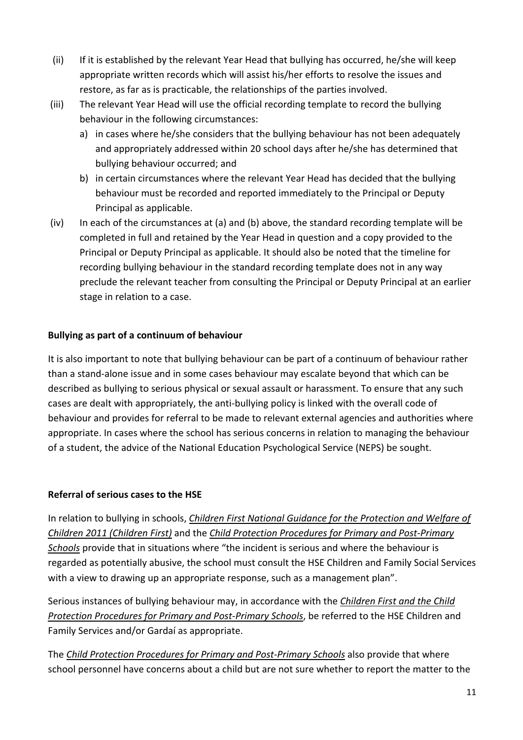(ii) If it is established by the relevant Year Head that bullying has occurred, he/she will keep appropriate written records which will assist his/her efforts to resolve the issues and restore, as far as is practicable, the relationships of the parties involved.

(iii) The relevant Year Head will use the official recording template to record the bullying behaviour in the following circumstances:
   a) in cases where he/she considers that the bullying behaviour has not been adequately and appropriately addressed within 20 school days after he/she has determined that bullying behaviour occurred; and
   b) in certain circumstances where the relevant Year Head has decided that the bullying behaviour must be recorded and reported immediately to the Principal or Deputy Principal as applicable.

(iv) In each of the circumstances at (a) and (b) above, the standard recording template will be completed in full and retained by the Year Head in question and a copy provided to the Principal or Deputy Principal as applicable. It should also be noted that the timeline for recording bullying behaviour in the standard recording template does not in any way preclude the relevant teacher from consulting the Principal or Deputy Principal at an earlier stage in relation to a case.

**Bullying as part of a continuum of behaviour**

It is also important to note that bullying behaviour can be part of a continuum of behaviour rather than a stand-alone issue and in some cases behaviour may escalate beyond that which can be described as bullying to serious physical or sexual assault or harassment. To ensure that any such cases are dealt with appropriately, the anti-bullying policy is linked with the overall code of behaviour and provides for referral to be made to relevant external agencies and authorities where appropriate. In cases where the school has serious concerns in relation to managing the behaviour of a student, the advice of the National Education Psychological Service (NEPS) be sought.

**Referral of serious cases to the HSE**

In relation to bullying in schools, *Children First National Guidance for the Protection and Welfare of Children 2011 (Children First)* and the *Child Protection Procedures for Primary and Post-Primary Schools* provide that in situations where "the incident is serious and where the behaviour is regarded as potentially abusive, the school must consult the HSE Children and Family Social Services with a view to drawing up an appropriate response, such as a management plan".

Serious instances of bullying behaviour may, in accordance with the *Children First and the Child Protection Procedures for Primary and Post-Primary Schools*, be referred to the HSE Children and Family Services and/or Gardaí as appropriate.

The *Child Protection Procedures for Primary and Post-Primary Schools* also provide that where school personnel have concerns about a child but are not sure whether to report the matter to the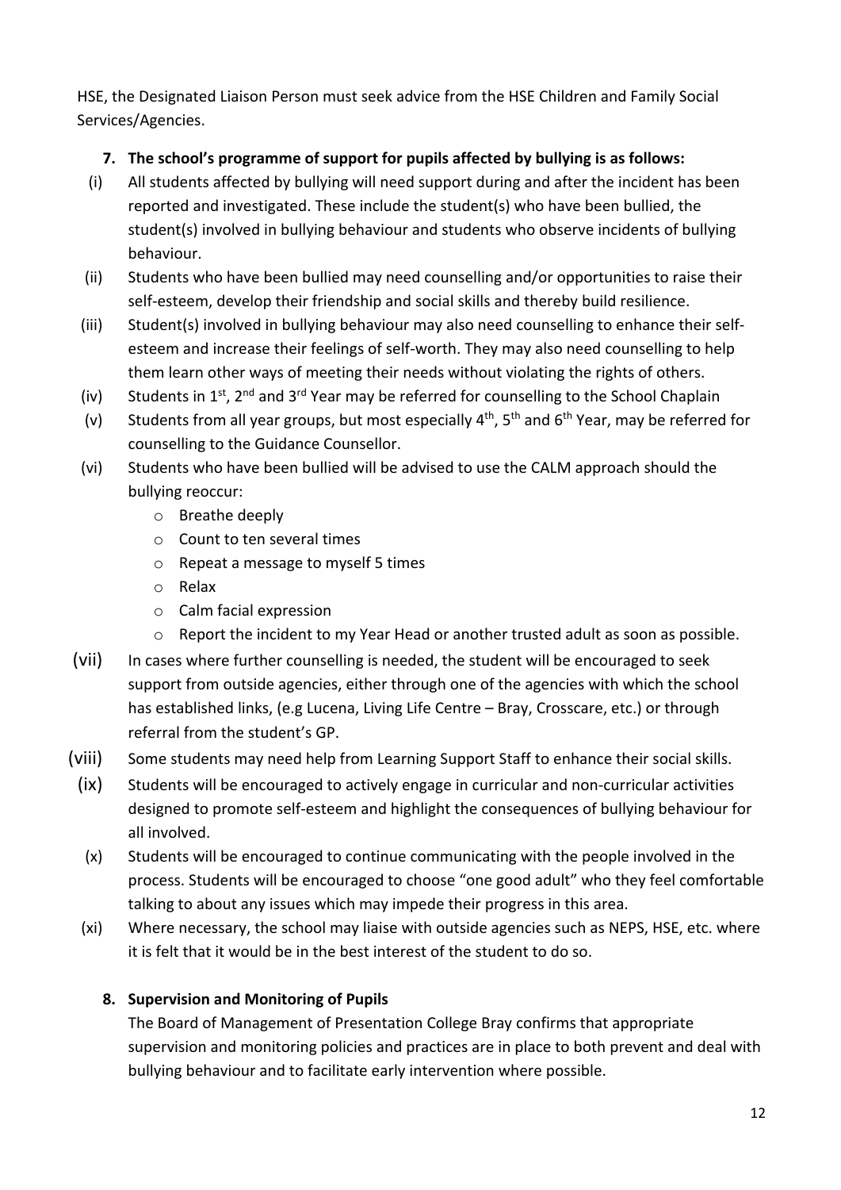HSE, the Designated Liaison Person must seek advice from the HSE Children and Family Social Services/Agencies.

**7. The school's programme of support for pupils affected by bullying is as follows:**

(i) All students affected by bullying will need support during and after the incident has been reported and investigated. These include the student(s) who have been bullied, the student(s) involved in bullying behaviour and students who observe incidents of bullying behaviour.

(ii) Students who have been bullied may need counselling and/or opportunities to raise their self-esteem, develop their friendship and social skills and thereby build resilience.

(iii) Student(s) involved in bullying behaviour may also need counselling to enhance their self-esteem and increase their feelings of self-worth. They may also need counselling to help them learn other ways of meeting their needs without violating the rights of others.

(iv) Students in 1st, 2nd and 3rd Year may be referred for counselling to the School Chaplain

(v) Students from all year groups, but most especially 4th, 5th and 6th Year, may be referred for counselling to the Guidance Counsellor.

(vi) Students who have been bullied will be advised to use the CALM approach should the bullying reoccur:

- Breathe deeply
- Count to ten several times
- Repeat a message to myself 5 times
- Relax
- Calm facial expression
- Report the incident to my Year Head or another trusted adult as soon as possible.

(vii) In cases where further counselling is needed, the student will be encouraged to seek support from outside agencies, either through one of the agencies with which the school has established links, (e.g Lucena, Living Life Centre – Bray, Crosscare, etc.) or through referral from the student's GP.

(viii) Some students may need help from Learning Support Staff to enhance their social skills.

(ix) Students will be encouraged to actively engage in curricular and non-curricular activities designed to promote self-esteem and highlight the consequences of bullying behaviour for all involved.

(x) Students will be encouraged to continue communicating with the people involved in the process. Students will be encouraged to choose "one good adult" who they feel comfortable talking to about any issues which may impede their progress in this area.

(xi) Where necessary, the school may liaise with outside agencies such as NEPS, HSE, etc. where it is felt that it would be in the best interest of the student to do so.

**8. Supervision and Monitoring of Pupils**

The Board of Management of Presentation College Bray confirms that appropriate supervision and monitoring policies and practices are in place to both prevent and deal with bullying behaviour and to facilitate early intervention where possible.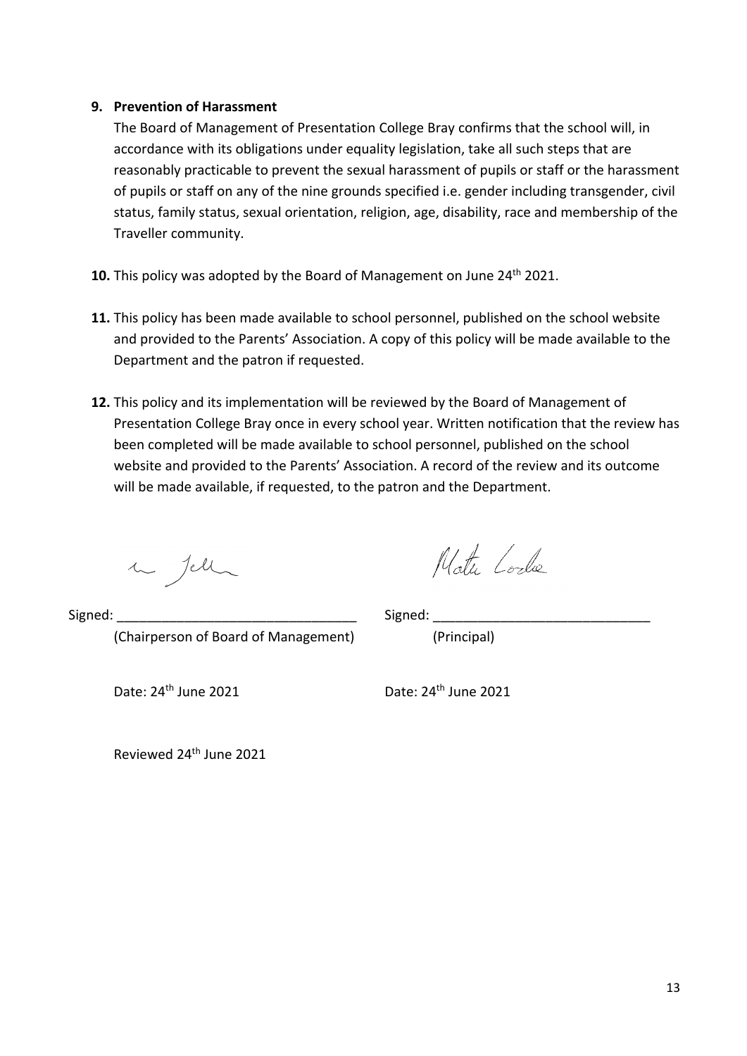**9. Prevention of Harassment**

The Board of Management of Presentation College Bray confirms that the school will, in accordance with its obligations under equality legislation, take all such steps that are reasonably practicable to prevent the sexual harassment of pupils or staff or the harassment of pupils or staff on any of the nine grounds specified i.e. gender including transgender, civil status, family status, sexual orientation, religion, age, disability, race and membership of the Traveller community.

**10.** This policy was adopted by the Board of Management on June 24th 2021.

**11.** This policy has been made available to school personnel, published on the school website and provided to the Parents' Association. A copy of this policy will be made available to the Department and the patron if requested.

**12.** This policy and its implementation will be reviewed by the Board of Management of Presentation College Bray once in every school year. Written notification that the review has been completed will be made available to school personnel, published on the school website and provided to the Parents' Association. A record of the review and its outcome will be made available, if requested, to the patron and the Department.

Signed: ________________________________ (Chairperson of Board of Management)

Signed: ______________________________ (Principal)

Date: 24th June 2021

Date: 24th June 2021

Reviewed 24th June 2021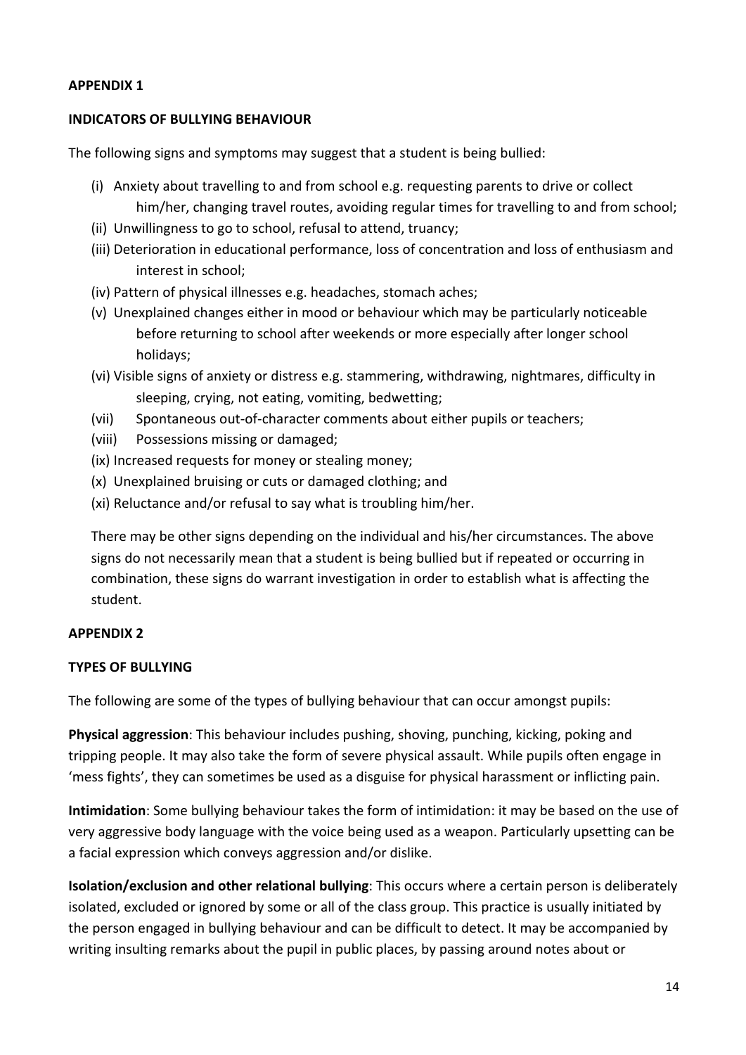**APPENDIX 1**

**INDICATORS OF BULLYING BEHAVIOUR**

The following signs and symptoms may suggest that a student is being bullied:

- (i) Anxiety about travelling to and from school e.g. requesting parents to drive or collect him/her, changing travel routes, avoiding regular times for travelling to and from school;
- (ii) Unwillingness to go to school, refusal to attend, truancy;
- (iii) Deterioration in educational performance, loss of concentration and loss of enthusiasm and interest in school;
- (iv) Pattern of physical illnesses e.g. headaches, stomach aches;
- (v) Unexplained changes either in mood or behaviour which may be particularly noticeable before returning to school after weekends or more especially after longer school holidays;
- (vi) Visible signs of anxiety or distress e.g. stammering, withdrawing, nightmares, difficulty in sleeping, crying, not eating, vomiting, bedwetting;
- (vii) Spontaneous out-of-character comments about either pupils or teachers;
- (viii) Possessions missing or damaged;
- (ix) Increased requests for money or stealing money;
- (x) Unexplained bruising or cuts or damaged clothing; and
- (xi) Reluctance and/or refusal to say what is troubling him/her.

There may be other signs depending on the individual and his/her circumstances. The above signs do not necessarily mean that a student is being bullied but if repeated or occurring in combination, these signs do warrant investigation in order to establish what is affecting the student.

**APPENDIX 2**

**TYPES OF BULLYING**

The following are some of the types of bullying behaviour that can occur amongst pupils:

**Physical aggression**: This behaviour includes pushing, shoving, punching, kicking, poking and tripping people. It may also take the form of severe physical assault. While pupils often engage in 'mess fights', they can sometimes be used as a disguise for physical harassment or inflicting pain.

**Intimidation**: Some bullying behaviour takes the form of intimidation: it may be based on the use of very aggressive body language with the voice being used as a weapon. Particularly upsetting can be a facial expression which conveys aggression and/or dislike.

**Isolation/exclusion and other relational bullying**: This occurs where a certain person is deliberately isolated, excluded or ignored by some or all of the class group. This practice is usually initiated by the person engaged in bullying behaviour and can be difficult to detect. It may be accompanied by writing insulting remarks about the pupil in public places, by passing around notes about or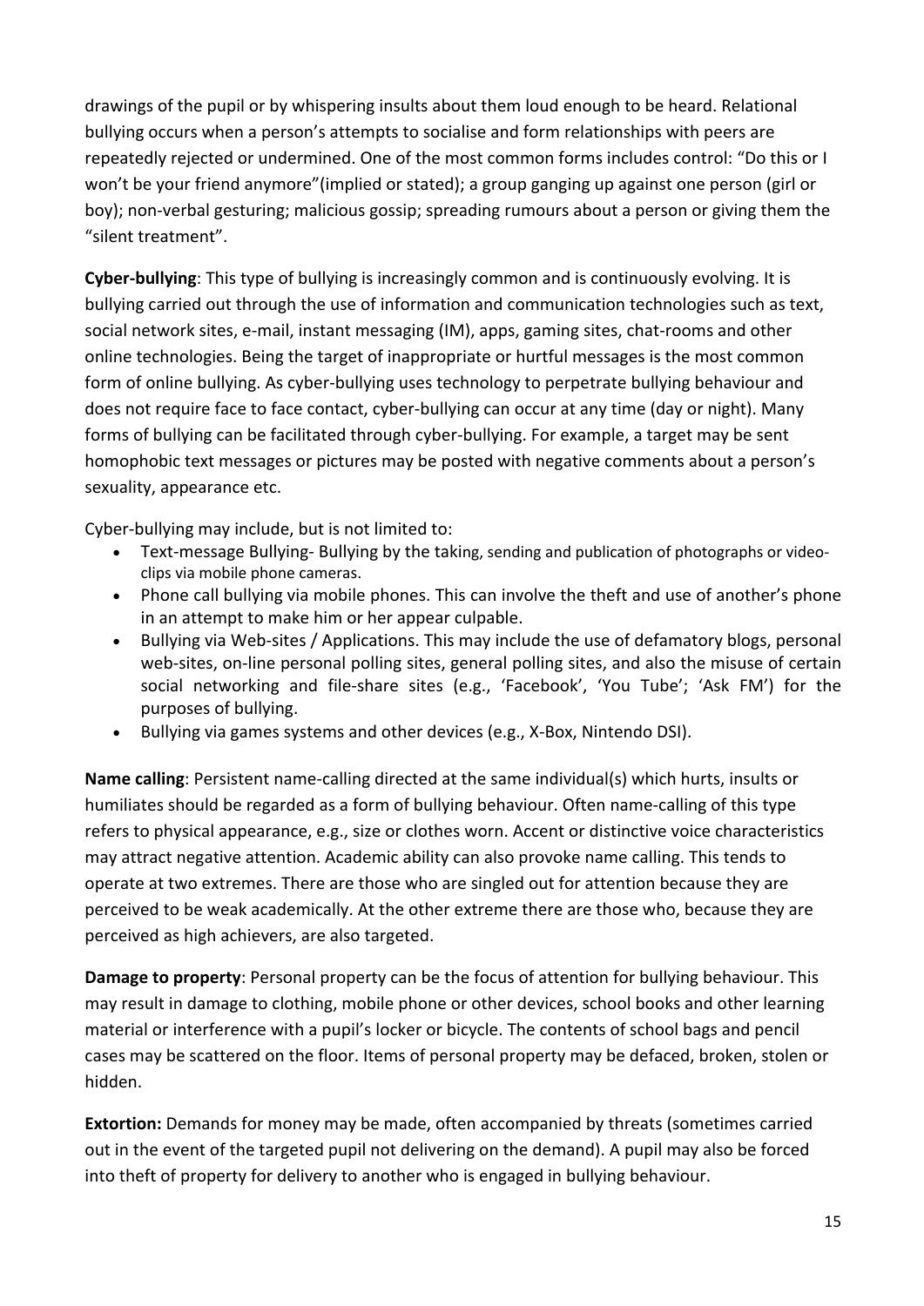drawings of the pupil or by whispering insults about them loud enough to be heard. Relational bullying occurs when a person's attempts to socialise and form relationships with peers are repeatedly rejected or undermined. One of the most common forms includes control: "Do this or I won't be your friend anymore"(implied or stated); a group ganging up against one person (girl or boy); non-verbal gesturing; malicious gossip; spreading rumours about a person or giving them the "silent treatment".

**Cyber-bullying**: This type of bullying is increasingly common and is continuously evolving. It is bullying carried out through the use of information and communication technologies such as text, social network sites, e-mail, instant messaging (IM), apps, gaming sites, chat-rooms and other online technologies. Being the target of inappropriate or hurtful messages is the most common form of online bullying. As cyber-bullying uses technology to perpetrate bullying behaviour and does not require face to face contact, cyber-bullying can occur at any time (day or night). Many forms of bullying can be facilitated through cyber-bullying. For example, a target may be sent homophobic text messages or pictures may be posted with negative comments about a person's sexuality, appearance etc.

Cyber-bullying may include, but is not limited to:

- Text-message Bullying- Bullying by the taking, sending and publication of photographs or video-clips via mobile phone cameras.
- Phone call bullying via mobile phones. This can involve the theft and use of another's phone in an attempt to make him or her appear culpable.
- Bullying via Web-sites / Applications. This may include the use of defamatory blogs, personal web-sites, on-line personal polling sites, general polling sites, and also the misuse of certain social networking and file-share sites (e.g., 'Facebook', 'You Tube'; 'Ask FM') for the purposes of bullying.
- Bullying via games systems and other devices (e.g., X-Box, Nintendo DSI).

**Name calling**: Persistent name-calling directed at the same individual(s) which hurts, insults or humiliates should be regarded as a form of bullying behaviour. Often name-calling of this type refers to physical appearance, e.g., size or clothes worn. Accent or distinctive voice characteristics may attract negative attention. Academic ability can also provoke name calling. This tends to operate at two extremes. There are those who are singled out for attention because they are perceived to be weak academically. At the other extreme there are those who, because they are perceived as high achievers, are also targeted.

**Damage to property**: Personal property can be the focus of attention for bullying behaviour. This may result in damage to clothing, mobile phone or other devices, school books and other learning material or interference with a pupil's locker or bicycle. The contents of school bags and pencil cases may be scattered on the floor. Items of personal property may be defaced, broken, stolen or hidden.

**Extortion:** Demands for money may be made, often accompanied by threats (sometimes carried out in the event of the targeted pupil not delivering on the demand). A pupil may also be forced into theft of property for delivery to another who is engaged in bullying behaviour.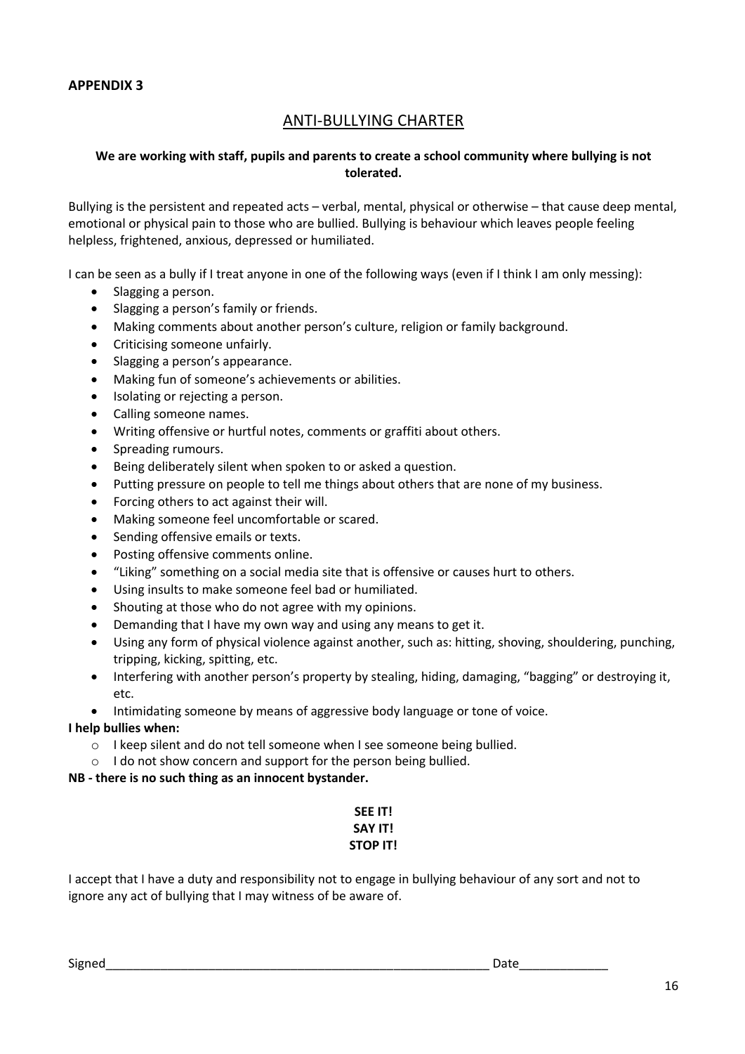**APPENDIX 3**

## ANTI-BULLYING CHARTER

**We are working with staff, pupils and parents to create a school community where bullying is not tolerated.**

Bullying is the persistent and repeated acts – verbal, mental, physical or otherwise – that cause deep mental, emotional or physical pain to those who are bullied. Bullying is behaviour which leaves people feeling helpless, frightened, anxious, depressed or humiliated.

I can be seen as a bully if I treat anyone in one of the following ways (even if I think I am only messing):

- Slagging a person.
- Slagging a person's family or friends.
- Making comments about another person's culture, religion or family background.
- Criticising someone unfairly.
- Slagging a person's appearance.
- Making fun of someone's achievements or abilities.
- Isolating or rejecting a person.
- Calling someone names.
- Writing offensive or hurtful notes, comments or graffiti about others.
- Spreading rumours.
- Being deliberately silent when spoken to or asked a question.
- Putting pressure on people to tell me things about others that are none of my business.
- Forcing others to act against their will.
- Making someone feel uncomfortable or scared.
- Sending offensive emails or texts.
- Posting offensive comments online.
- "Liking" something on a social media site that is offensive or causes hurt to others.
- Using insults to make someone feel bad or humiliated.
- Shouting at those who do not agree with my opinions.
- Demanding that I have my own way and using any means to get it.
- Using any form of physical violence against another, such as: hitting, shoving, shouldering, punching, tripping, kicking, spitting, etc.
- Interfering with another person's property by stealing, hiding, damaging, "bagging" or destroying it, etc.
- Intimidating someone by means of aggressive body language or tone of voice.

**I help bullies when:**

- I keep silent and do not tell someone when I see someone being bullied.
- I do not show concern and support for the person being bullied.

**NB - there is no such thing as an innocent bystander.**

**SEE IT!**
**SAY IT!**
**STOP IT!**

I accept that I have a duty and responsibility not to engage in bullying behaviour of any sort and not to ignore any act of bullying that I may witness of be aware of.

Signed_______________________________________________________ Date_____________